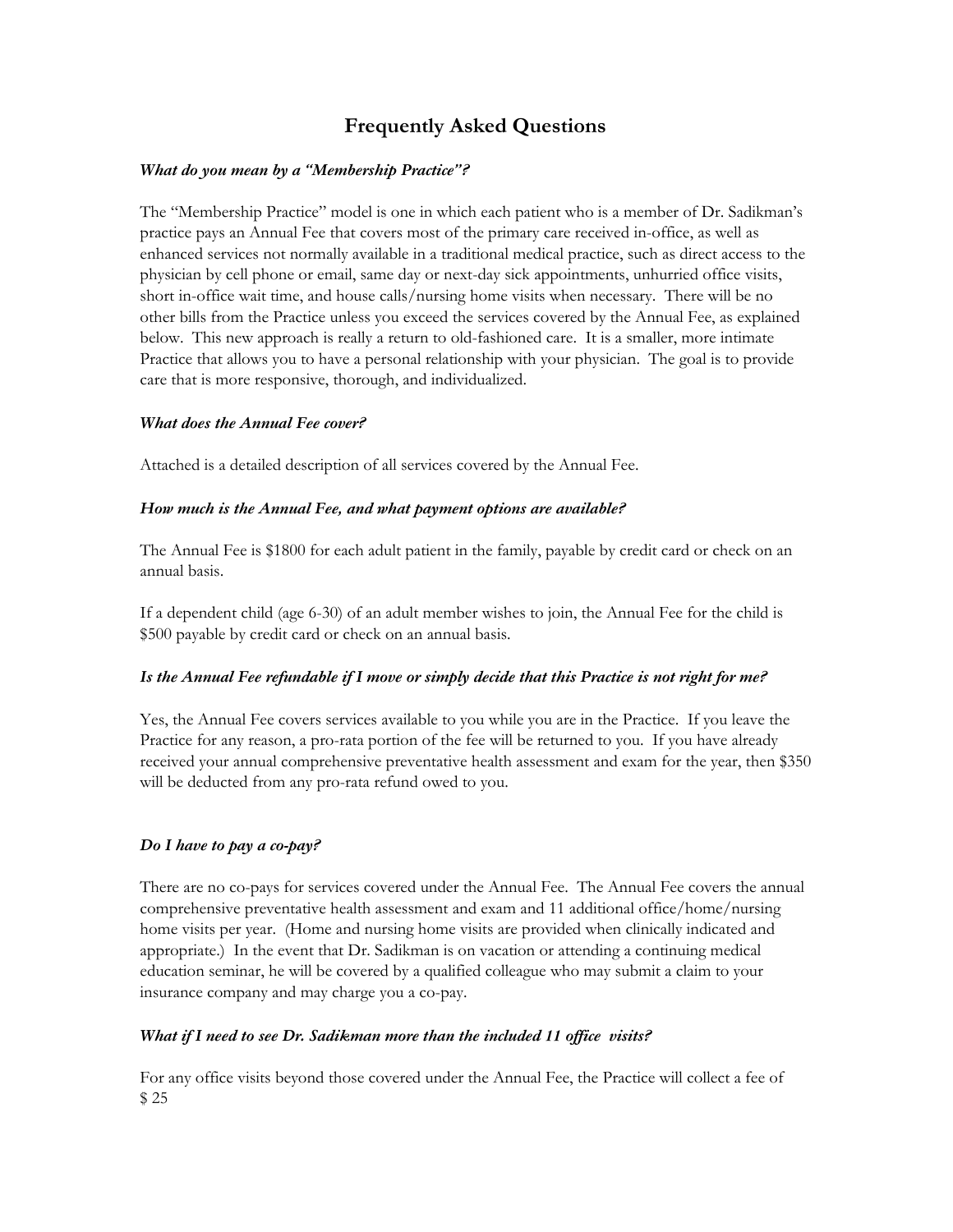# Frequently Asked Questions

***What do you mean by a "Membership Practice"?***

The "Membership Practice" model is one in which each patient who is a member of Dr. Sadikman's practice pays an Annual Fee that covers most of the primary care received in-office, as well as enhanced services not normally available in a traditional medical practice, such as direct access to the physician by cell phone or email, same day or next-day sick appointments, unhurried office visits, short in-office wait time, and house calls/nursing home visits when necessary. There will be no other bills from the Practice unless you exceed the services covered by the Annual Fee, as explained below. This new approach is really a return to old-fashioned care. It is a smaller, more intimate Practice that allows you to have a personal relationship with your physician. The goal is to provide care that is more responsive, thorough, and individualized.

***What does the Annual Fee cover?***

Attached is a detailed description of all services covered by the Annual Fee.

***How much is the Annual Fee, and what payment options are available?***

The Annual Fee is $1800 for each adult patient in the family, payable by credit card or check on an annual basis.

If a dependent child (age 6-30) of an adult member wishes to join, the Annual Fee for the child is $500 payable by credit card or check on an annual basis.

***Is the Annual Fee refundable if I move or simply decide that this Practice is not right for me?***

Yes, the Annual Fee covers services available to you while you are in the Practice. If you leave the Practice for any reason, a pro-rata portion of the fee will be returned to you. If you have already received your annual comprehensive preventative health assessment and exam for the year, then $350 will be deducted from any pro-rata refund owed to you.

***Do I have to pay a co-pay?***

There are no co-pays for services covered under the Annual Fee. The Annual Fee covers the annual comprehensive preventative health assessment and exam and 11 additional office/home/nursing home visits per year. (Home and nursing home visits are provided when clinically indicated and appropriate.) In the event that Dr. Sadikman is on vacation or attending a continuing medical education seminar, he will be covered by a qualified colleague who may submit a claim to your insurance company and may charge you a co-pay.

***What if I need to see Dr. Sadikman more than the included 11 office visits?***

For any office visits beyond those covered under the Annual Fee, the Practice will collect a fee of $ 25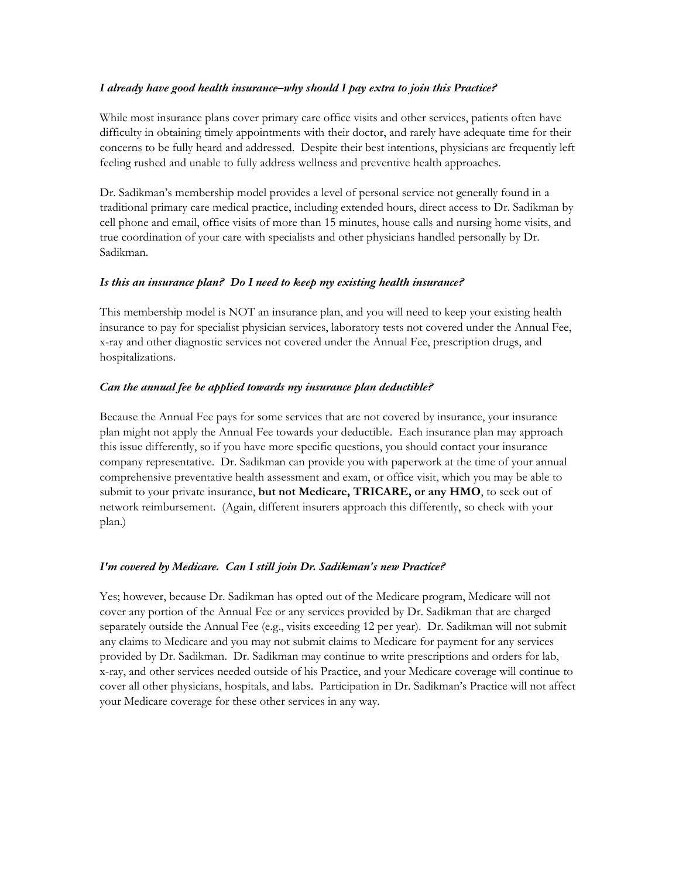***I already have good health insurance–why should I pay extra to join this Practice?***

While most insurance plans cover primary care office visits and other services, patients often have difficulty in obtaining timely appointments with their doctor, and rarely have adequate time for their concerns to be fully heard and addressed. Despite their best intentions, physicians are frequently left feeling rushed and unable to fully address wellness and preventive health approaches.

Dr. Sadikman's membership model provides a level of personal service not generally found in a traditional primary care medical practice, including extended hours, direct access to Dr. Sadikman by cell phone and email, office visits of more than 15 minutes, house calls and nursing home visits, and true coordination of your care with specialists and other physicians handled personally by Dr. Sadikman.

***Is this an insurance plan? Do I need to keep my existing health insurance?***

This membership model is NOT an insurance plan, and you will need to keep your existing health insurance to pay for specialist physician services, laboratory tests not covered under the Annual Fee, x-ray and other diagnostic services not covered under the Annual Fee, prescription drugs, and hospitalizations.

***Can the annual fee be applied towards my insurance plan deductible?***

Because the Annual Fee pays for some services that are not covered by insurance, your insurance plan might not apply the Annual Fee towards your deductible. Each insurance plan may approach this issue differently, so if you have more specific questions, you should contact your insurance company representative. Dr. Sadikman can provide you with paperwork at the time of your annual comprehensive preventative health assessment and exam, or office visit, which you may be able to submit to your private insurance, **but not Medicare, TRICARE, or any HMO**, to seek out of network reimbursement. (Again, different insurers approach this differently, so check with your plan.)

***I'm covered by Medicare. Can I still join Dr. Sadikman's new Practice?***

Yes; however, because Dr. Sadikman has opted out of the Medicare program, Medicare will not cover any portion of the Annual Fee or any services provided by Dr. Sadikman that are charged separately outside the Annual Fee (e.g., visits exceeding 12 per year). Dr. Sadikman will not submit any claims to Medicare and you may not submit claims to Medicare for payment for any services provided by Dr. Sadikman. Dr. Sadikman may continue to write prescriptions and orders for lab, x-ray, and other services needed outside of his Practice, and your Medicare coverage will continue to cover all other physicians, hospitals, and labs. Participation in Dr. Sadikman's Practice will not affect your Medicare coverage for these other services in any way.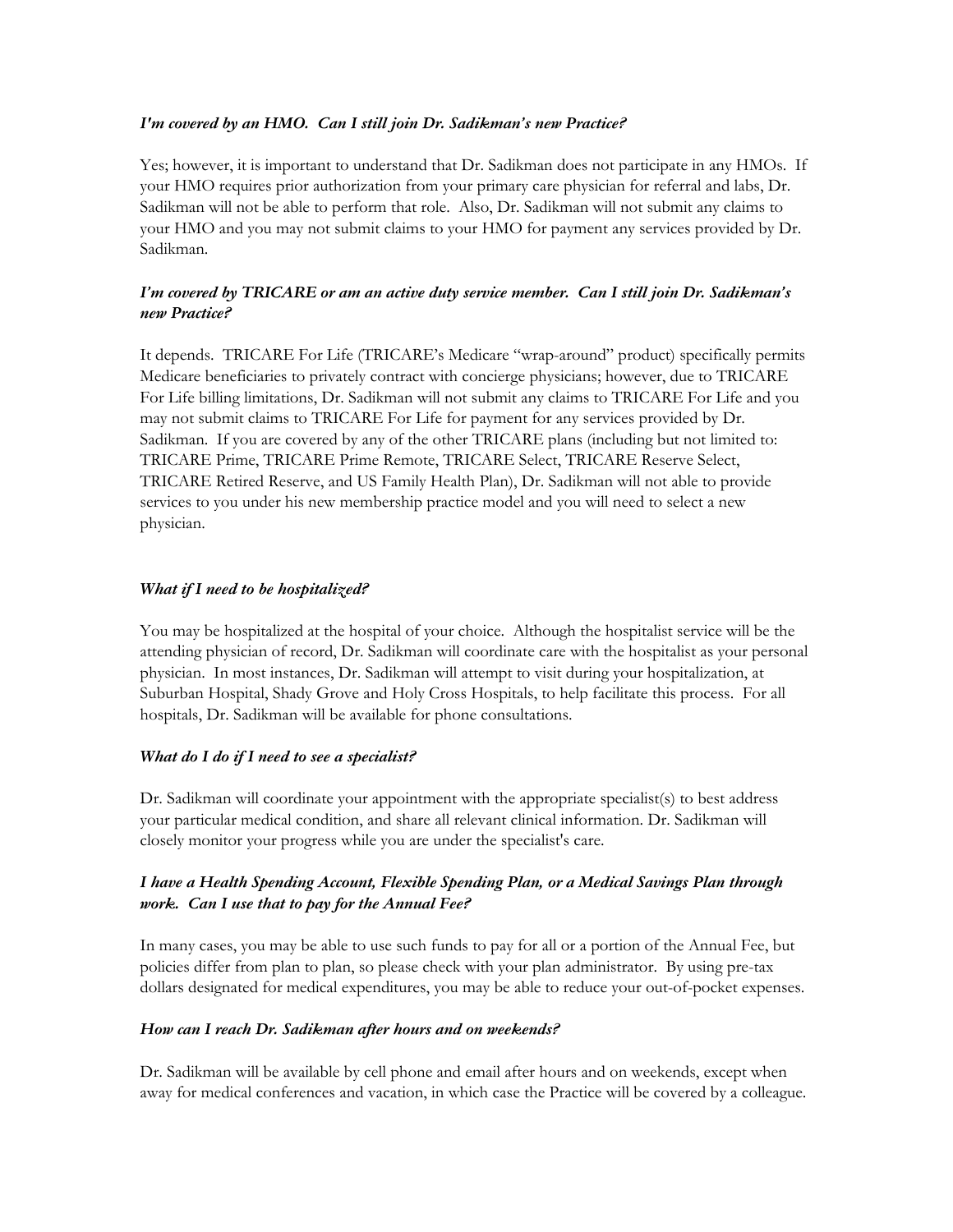***I'm covered by an HMO. Can I still join Dr. Sadikman's new Practice?***

Yes; however, it is important to understand that Dr. Sadikman does not participate in any HMOs. If your HMO requires prior authorization from your primary care physician for referral and labs, Dr. Sadikman will not be able to perform that role. Also, Dr. Sadikman will not submit any claims to your HMO and you may not submit claims to your HMO for payment any services provided by Dr. Sadikman.

***I'm covered by TRICARE or am an active duty service member. Can I still join Dr. Sadikman's new Practice?***

It depends. TRICARE For Life (TRICARE's Medicare "wrap-around" product) specifically permits Medicare beneficiaries to privately contract with concierge physicians; however, due to TRICARE For Life billing limitations, Dr. Sadikman will not submit any claims to TRICARE For Life and you may not submit claims to TRICARE For Life for payment for any services provided by Dr. Sadikman. If you are covered by any of the other TRICARE plans (including but not limited to: TRICARE Prime, TRICARE Prime Remote, TRICARE Select, TRICARE Reserve Select, TRICARE Retired Reserve, and US Family Health Plan), Dr. Sadikman will not able to provide services to you under his new membership practice model and you will need to select a new physician.

***What if I need to be hospitalized?***

You may be hospitalized at the hospital of your choice. Although the hospitalist service will be the attending physician of record, Dr. Sadikman will coordinate care with the hospitalist as your personal physician. In most instances, Dr. Sadikman will attempt to visit during your hospitalization, at Suburban Hospital, Shady Grove and Holy Cross Hospitals, to help facilitate this process. For all hospitals, Dr. Sadikman will be available for phone consultations.

***What do I do if I need to see a specialist?***

Dr. Sadikman will coordinate your appointment with the appropriate specialist(s) to best address your particular medical condition, and share all relevant clinical information. Dr. Sadikman will closely monitor your progress while you are under the specialist's care.

***I have a Health Spending Account, Flexible Spending Plan, or a Medical Savings Plan through work. Can I use that to pay for the Annual Fee?***

In many cases, you may be able to use such funds to pay for all or a portion of the Annual Fee, but policies differ from plan to plan, so please check with your plan administrator. By using pre-tax dollars designated for medical expenditures, you may be able to reduce your out-of-pocket expenses.

***How can I reach Dr. Sadikman after hours and on weekends?***

Dr. Sadikman will be available by cell phone and email after hours and on weekends, except when away for medical conferences and vacation, in which case the Practice will be covered by a colleague.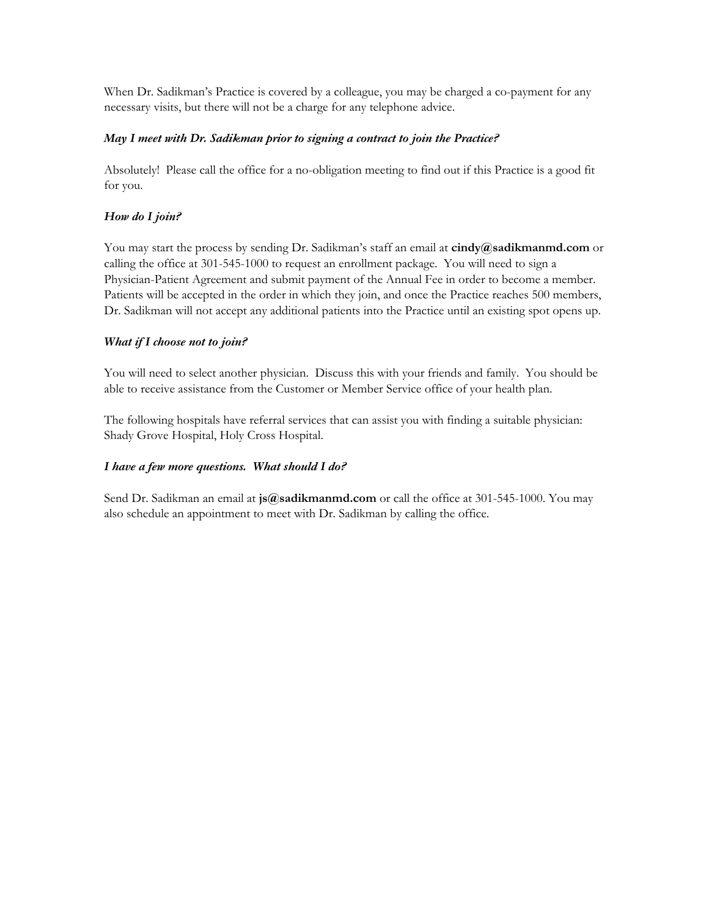When Dr. Sadikman's Practice is covered by a colleague, you may be charged a co-payment for any necessary visits, but there will not be a charge for any telephone advice.

***May I meet with Dr. Sadikman prior to signing a contract to join the Practice?***

Absolutely! Please call the office for a no-obligation meeting to find out if this Practice is a good fit for you.

***How do I join?***

You may start the process by sending Dr. Sadikman's staff an email at **cindy@sadikmanmd.com** or calling the office at 301-545-1000 to request an enrollment package. You will need to sign a Physician-Patient Agreement and submit payment of the Annual Fee in order to become a member. Patients will be accepted in the order in which they join, and once the Practice reaches 500 members, Dr. Sadikman will not accept any additional patients into the Practice until an existing spot opens up.

***What if I choose not to join?***

You will need to select another physician. Discuss this with your friends and family. You should be able to receive assistance from the Customer or Member Service office of your health plan.

The following hospitals have referral services that can assist you with finding a suitable physician: Shady Grove Hospital, Holy Cross Hospital.

***I have a few more questions. What should I do?***

Send Dr. Sadikman an email at **js@sadikmanmd.com** or call the office at 301-545-1000. You may also schedule an appointment to meet with Dr. Sadikman by calling the office.